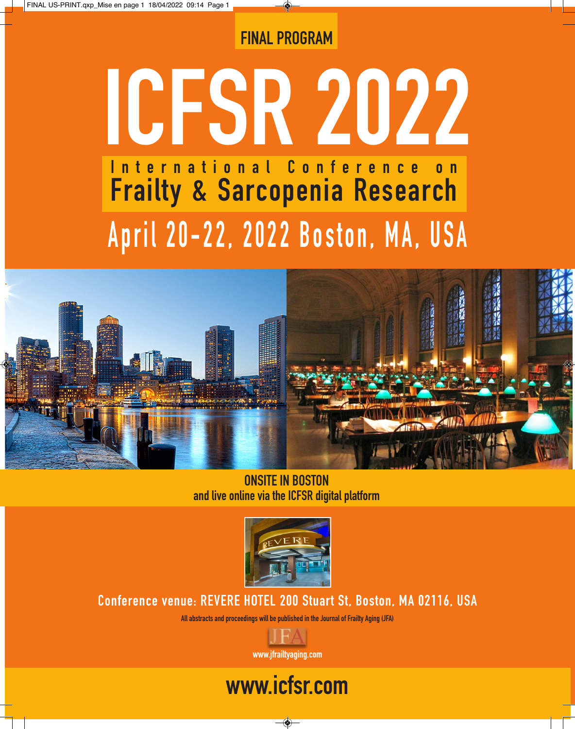FINAL PROGRAM

# ICFSR 2022

## International Conference on Frailty & Sarcopenia Research

## April 20-22, 2022 Boston, MA, USA

**ONSITE IN BOSTON**
**and live online via the ICFSR digital platform**

**Conference venue: REVERE HOTEL 200 Stuart St, Boston, MA 02116, USA**

All abstracts and proceedings will be published in the Journal of Frailty Aging (JFA)

JFA

www.jfrailtyaging.com

## www.icfsr.com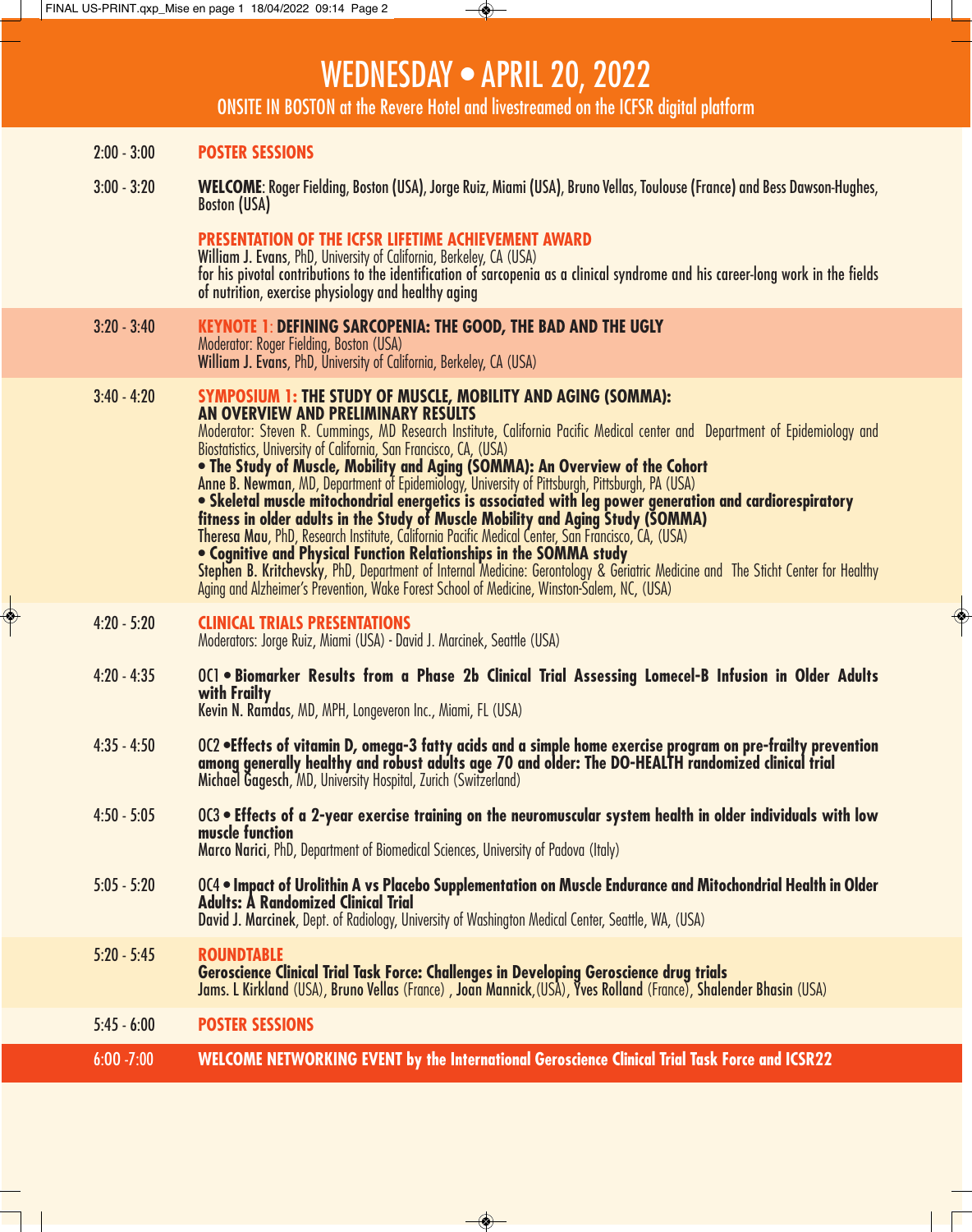# WEDNESDAY • APRIL 20, 2022

ONSITE IN BOSTON at the Revere Hotel and livestreamed on the ICFSR digital platform

**2:00 - 3:00** **POSTER SESSIONS**

**3:00 - 3:20** **WELCOME**: Roger Fielding, Boston (USA), Jorge Ruiz, Miami (USA), Bruno Vellas, Toulouse (France) and Bess Dawson-Hughes, Boston (USA)

**PRESENTATION OF THE ICFSR LIFETIME ACHIEVEMENT AWARD**
**William J. Evans**, PhD, University of California, Berkeley, CA (USA)
for his pivotal contributions to the identification of sarcopenia as a clinical syndrome and his career-long work in the fields of nutrition, exercise physiology and healthy aging

**3:20 - 3:40** **KEYNOTE 1: DEFINING SARCOPENIA: THE GOOD, THE BAD AND THE UGLY**
Moderator: Roger Fielding, Boston (USA)
**William J. Evans**, PhD, University of California, Berkeley, CA (USA)

**3:40 - 4:20** **SYMPOSIUM 1: THE STUDY OF MUSCLE, MOBILITY AND AGING (SOMMA): AN OVERVIEW AND PRELIMINARY RESULTS**
Moderator: Steven R. Cummings, MD Research Institute, California Pacific Medical center and Department of Epidemiology and Biostatistics, University of California, San Francisco, CA, (USA)
- **The Study of Muscle, Mobility and Aging (SOMMA): An Overview of the Cohort**
  **Anne B. Newman**, MD, Department of Epidemiology, University of Pittsburgh, Pittsburgh, PA (USA)
- **Skeletal muscle mitochondrial energetics is associated with leg power generation and cardiorespiratory fitness in older adults in the Study of Muscle Mobility and Aging Study (SOMMA)**
  **Theresa Mau**, PhD, Research Institute, California Pacific Medical Center, San Francisco, CA, (USA)
- **Cognitive and Physical Function Relationships in the SOMMA study**
  **Stephen B. Kritchevsky**, PhD, Department of Internal Medicine: Gerontology & Geriatric Medicine and The Sticht Center for Healthy Aging and Alzheimer's Prevention, Wake Forest School of Medicine, Winston-Salem, NC, (USA)

**4:20 - 5:20** **CLINICAL TRIALS PRESENTATIONS**
Moderators: Jorge Ruiz, Miami (USA) - David J. Marcinek, Seattle (USA)

**4:20 - 4:35** **OC1 • Biomarker Results from a Phase 2b Clinical Trial Assessing Lomecel-B Infusion in Older Adults with Frailty**
**Kevin N. Ramdas**, MD, MPH, Longeveron Inc., Miami, FL (USA)

**4:35 - 4:50** **OC2 •Effects of vitamin D, omega-3 fatty acids and a simple home exercise program on pre-frailty prevention among generally healthy and robust adults age 70 and older: The DO-HEALTH randomized clinical trial**
**Michael Gagesch**, MD, University Hospital, Zurich (Switzerland)

**4:50 - 5:05** **OC3 • Effects of a 2-year exercise training on the neuromuscular system health in older individuals with low muscle function**
**Marco Narici**, PhD, Department of Biomedical Sciences, University of Padova (Italy)

**5:05 - 5:20** **OC4 • Impact of Urolithin A vs Placebo Supplementation on Muscle Endurance and Mitochondrial Health in Older Adults: A Randomized Clinical Trial**
**David J. Marcinek**, Dept. of Radiology, University of Washington Medical Center, Seattle, WA, (USA)

**5:20 - 5:45** **ROUNDTABLE**
**Geroscience Clinical Trial Task Force: Challenges in Developing Geroscience drug trials**
**Jams. L Kirkland** (USA), **Bruno Vellas** (France) , **Joan Mannick**,(USA), **Yves Rolland** (France), **Shalender Bhasin** (USA)

**5:45 - 6:00** **POSTER SESSIONS**

**6:00 -7:00** **WELCOME NETWORKING EVENT by the International Geroscience Clinical Trial Task Force and ICSR22**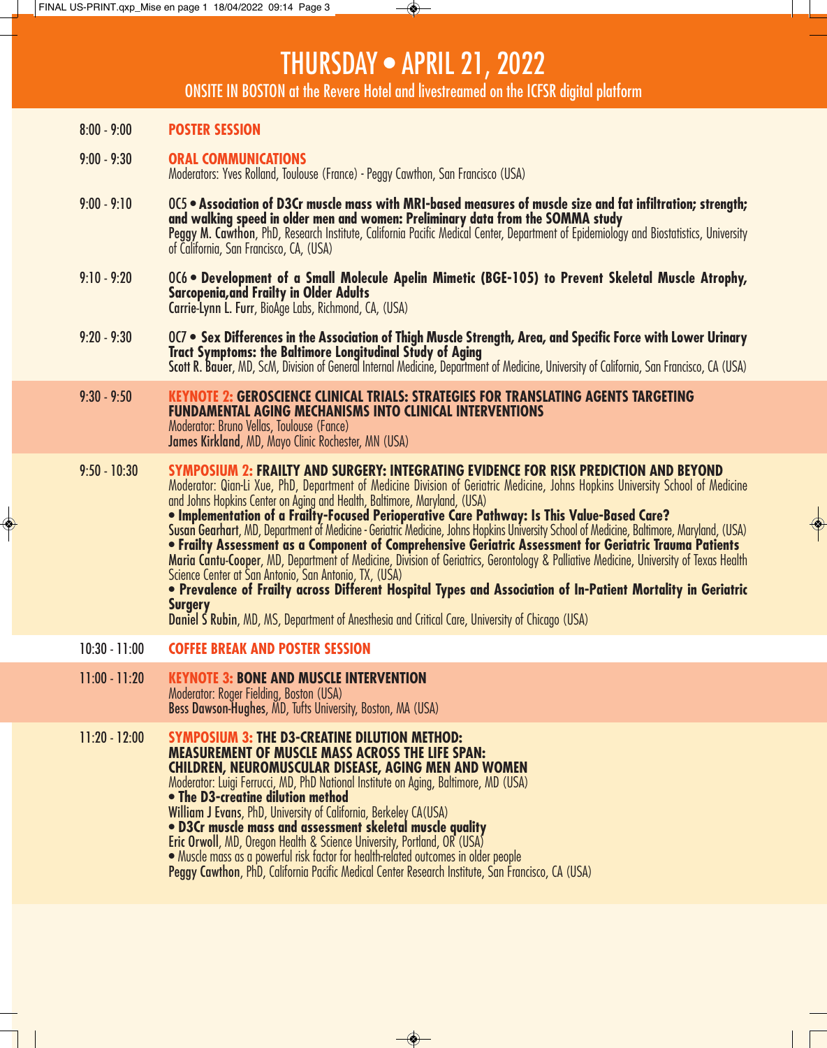# THURSDAY • APRIL 21, 2022

ONSITE IN BOSTON at the Revere Hotel and livestreamed on the ICFSR digital platform

**8:00 - 9:00** **POSTER SESSION**

**9:00 - 9:30** **ORAL COMMUNICATIONS**
Moderators: Yves Rolland, Toulouse (France) - Peggy Cawthon, San Francisco (USA)

**9:00 - 9:10** **OC5 • Association of D3Cr muscle mass with MRI-based measures of muscle size and fat infiltration; strength; and walking speed in older men and women: Preliminary data from the SOMMA study**
**Peggy M. Cawthon**, PhD, Research Institute, California Pacific Medical Center, Department of Epidemiology and Biostatistics, University of California, San Francisco, CA, (USA)

**9:10 - 9:20** **OC6 • Development of a Small Molecule Apelin Mimetic (BGE-105) to Prevent Skeletal Muscle Atrophy, Sarcopenia,and Frailty in Older Adults**
**Carrie-Lynn L. Furr**, BioAge Labs, Richmond, CA, (USA)

**9:20 - 9:30** **OC7 • Sex Differences in the Association of Thigh Muscle Strength, Area, and Specific Force with Lower Urinary Tract Symptoms: the Baltimore Longitudinal Study of Aging**
**Scott R. Bauer**, MD, ScM, Division of General Internal Medicine, Department of Medicine, University of California, San Francisco, CA (USA)

**9:30 - 9:50** **KEYNOTE 2: GEROSCIENCE CLINICAL TRIALS: STRATEGIES FOR TRANSLATING AGENTS TARGETING FUNDAMENTAL AGING MECHANISMS INTO CLINICAL INTERVENTIONS**
Moderator: Bruno Vellas, Toulouse (Fance)
**James Kirkland**, MD, Mayo Clinic Rochester, MN (USA)

**9:50 - 10:30** **SYMPOSIUM 2: FRAILTY AND SURGERY: INTEGRATING EVIDENCE FOR RISK PREDICTION AND BEYOND**
Moderator: Qian-Li Xue, PhD, Department of Medicine Division of Geriatric Medicine, Johns Hopkins University School of Medicine and Johns Hopkins Center on Aging and Health, Baltimore, Maryland, (USA)

- **Implementation of a Frailty-Focused Perioperative Care Pathway: Is This Value-Based Care?**
  **Susan Gearhart**, MD, Department of Medicine - Geriatric Medicine, Johns Hopkins University School of Medicine, Baltimore, Maryland, (USA)
- **Frailty Assessment as a Component of Comprehensive Geriatric Assessment for Geriatric Trauma Patients**
  **Maria Cantu-Cooper**, MD, Department of Medicine, Division of Geriatrics, Gerontology & Palliative Medicine, University of Texas Health Science Center at San Antonio, San Antonio, TX, (USA)
- **Prevalence of Frailty across Different Hospital Types and Association of In-Patient Mortality in Geriatric Surgery**
  **Daniel S Rubin**, MD, MS, Department of Anesthesia and Critical Care, University of Chicago (USA)

**10:30 - 11:00** **COFFEE BREAK AND POSTER SESSION**

**11:00 - 11:20** **KEYNOTE 3: BONE AND MUSCLE INTERVENTION**
Moderator: Roger Fielding, Boston (USA)
**Bess Dawson-Hughes**, MD, Tufts University, Boston, MA (USA)

**11:20 - 12:00** **SYMPOSIUM 3: THE D3-CREATINE DILUTION METHOD: MEASUREMENT OF MUSCLE MASS ACROSS THE LIFE SPAN: CHILDREN, NEUROMUSCULAR DISEASE, AGING MEN AND WOMEN**
Moderator: Luigi Ferrucci, MD, PhD National Institute on Aging, Baltimore, MD (USA)

- **The D3-creatine dilution method**
  **William J Evans**, PhD, University of California, Berkeley CA(USA)
- **D3Cr muscle mass and assessment skeletal muscle quality**
  **Eric Orwoll**, MD, Oregon Health & Science University, Portland, OR (USA)
- Muscle mass as a powerful risk factor for health-related outcomes in older people
  **Peggy Cawthon**, PhD, California Pacific Medical Center Research Institute, San Francisco, CA (USA)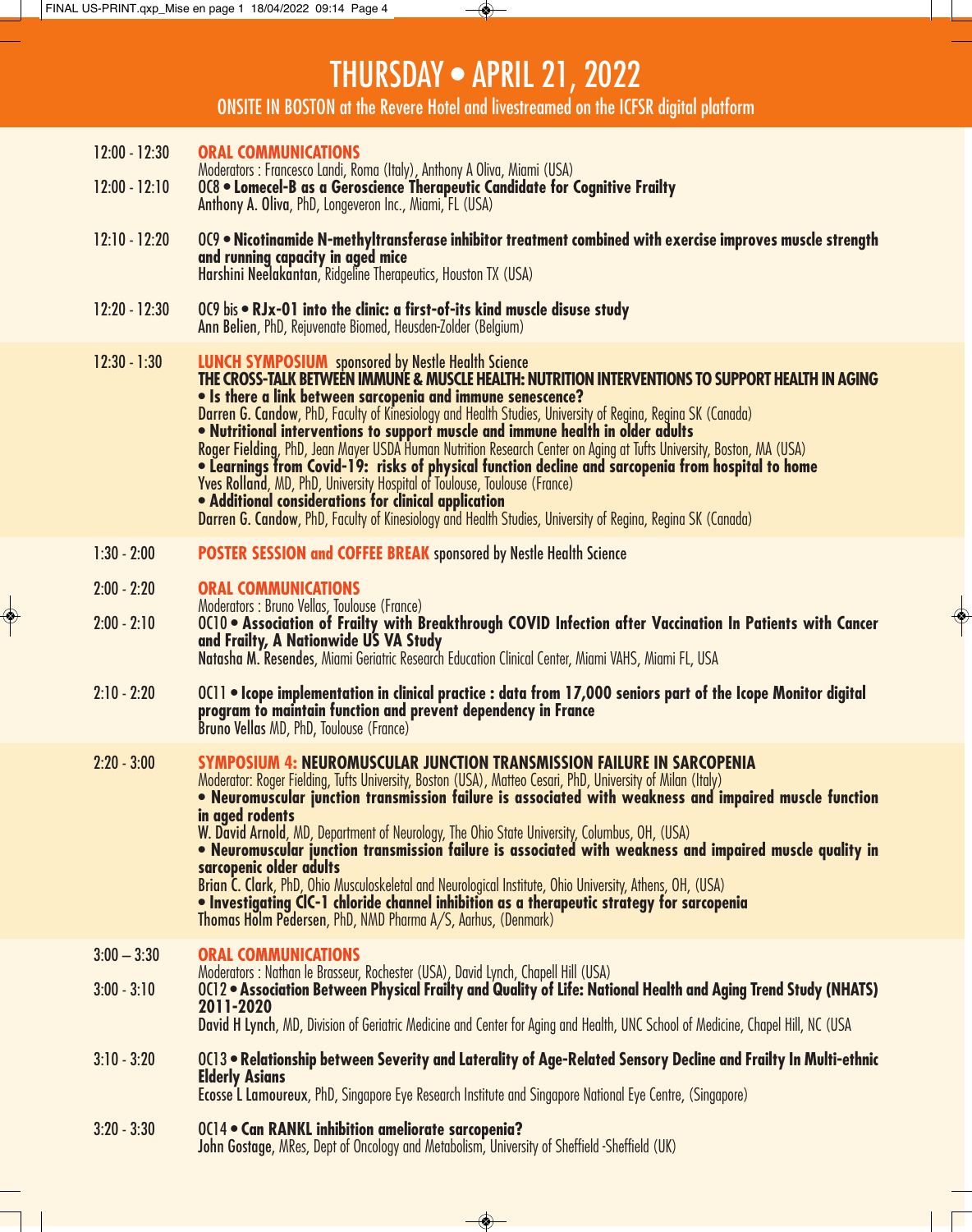# THURSDAY • APRIL 21, 2022

ONSITE IN BOSTON at the Revere Hotel and livestreamed on the ICFSR digital platform

**12:00 - 12:30** **ORAL COMMUNICATIONS**
Moderators : Francesco Landi, Roma (Italy), Anthony A Oliva, Miami (USA)

**12:00 - 12:10** OC8 • **Lomecel-B as a Geroscience Therapeutic Candidate for Cognitive Frailty**
Anthony A. Oliva, PhD, Longeveron Inc., Miami, FL (USA)

**12:10 - 12:20** OC9 • **Nicotinamide N-methyltransferase inhibitor treatment combined with exercise improves muscle strength and running capacity in aged mice**
Harshini Neelakantan, Ridgeline Therapeutics, Houston TX (USA)

**12:20 - 12:30** OC9 bis • **RJx-01 into the clinic: a first-of-its kind muscle disuse study**
Ann Belien, PhD, Rejuvenate Biomed, Heusden-Zolder (Belgium)

**12:30 - 1:30** **LUNCH SYMPOSIUM** sponsored by Nestle Health Science
**THE CROSS-TALK BETWEEN IMMUNE & MUSCLE HEALTH: NUTRITION INTERVENTIONS TO SUPPORT HEALTH IN AGING**
- **Is there a link between sarcopenia and immune senescence?**
Darren G. Candow, PhD, Faculty of Kinesiology and Health Studies, University of Regina, Regina SK (Canada)
- **Nutritional interventions to support muscle and immune health in older adults**
Roger Fielding, PhD, Jean Mayer USDA Human Nutrition Research Center on Aging at Tufts University, Boston, MA (USA)
- **Learnings from Covid-19: risks of physical function decline and sarcopenia from hospital to home**
Yves Rolland, MD, PhD, University Hospital of Toulouse, Toulouse (France)
- **Additional considerations for clinical application**
Darren G. Candow, PhD, Faculty of Kinesiology and Health Studies, University of Regina, Regina SK (Canada)

**1:30 - 2:00** **POSTER SESSION and COFFEE BREAK** sponsored by Nestle Health Science

**2:00 - 2:20** **ORAL COMMUNICATIONS**
Moderators : Bruno Vellas, Toulouse (France)

**2:00 - 2:10** OC10 • **Association of Frailty with Breakthrough COVID Infection after Vaccination In Patients with Cancer and Frailty, A Nationwide US VA Study**
Natasha M. Resendes, Miami Geriatric Research Education Clinical Center, Miami VAHS, Miami FL, USA

**2:10 - 2:20** OC11 • **Icope implementation in clinical practice : data from 17,000 seniors part of the Icope Monitor digital program to maintain function and prevent dependency in France**
Bruno Vellas MD, PhD, Toulouse (France)

**2:20 - 3:00** **SYMPOSIUM 4: NEUROMUSCULAR JUNCTION TRANSMISSION FAILURE IN SARCOPENIA**
Moderator: Roger Fielding, Tufts University, Boston (USA), Matteo Cesari, PhD, University of Milan (Italy)
- **Neuromuscular junction transmission failure is associated with weakness and impaired muscle function in aged rodents**
W. David Arnold, MD, Department of Neurology, The Ohio State University, Columbus, OH, (USA)
- **Neuromuscular junction transmission failure is associated with weakness and impaired muscle quality in sarcopenic older adults**
Brian C. Clark, PhD, Ohio Musculoskeletal and Neurological Institute, Ohio University, Athens, OH, (USA)
- **Investigating ClC-1 chloride channel inhibition as a therapeutic strategy for sarcopenia**
Thomas Holm Pedersen, PhD, NMD Pharma A/S, Aarhus, (Denmark)

**3:00 – 3:30** **ORAL COMMUNICATIONS**
Moderators : Nathan le Brasseur, Rochester (USA), David Lynch, Chapell Hill (USA)

**3:00 - 3:10** OC12 • **Association Between Physical Frailty and Quality of Life: National Health and Aging Trend Study (NHATS) 2011-2020**
David H Lynch, MD, Division of Geriatric Medicine and Center for Aging and Health, UNC School of Medicine, Chapel Hill, NC (USA

**3:10 - 3:20** OC13 • **Relationship between Severity and Laterality of Age-Related Sensory Decline and Frailty In Multi-ethnic Elderly Asians**
Ecosse L Lamoureux, PhD, Singapore Eye Research Institute and Singapore National Eye Centre, (Singapore)

**3:20 - 3:30** OC14 • **Can RANKL inhibition ameliorate sarcopenia?**
John Gostage, MRes, Dept of Oncology and Metabolism, University of Sheffield -Sheffield (UK)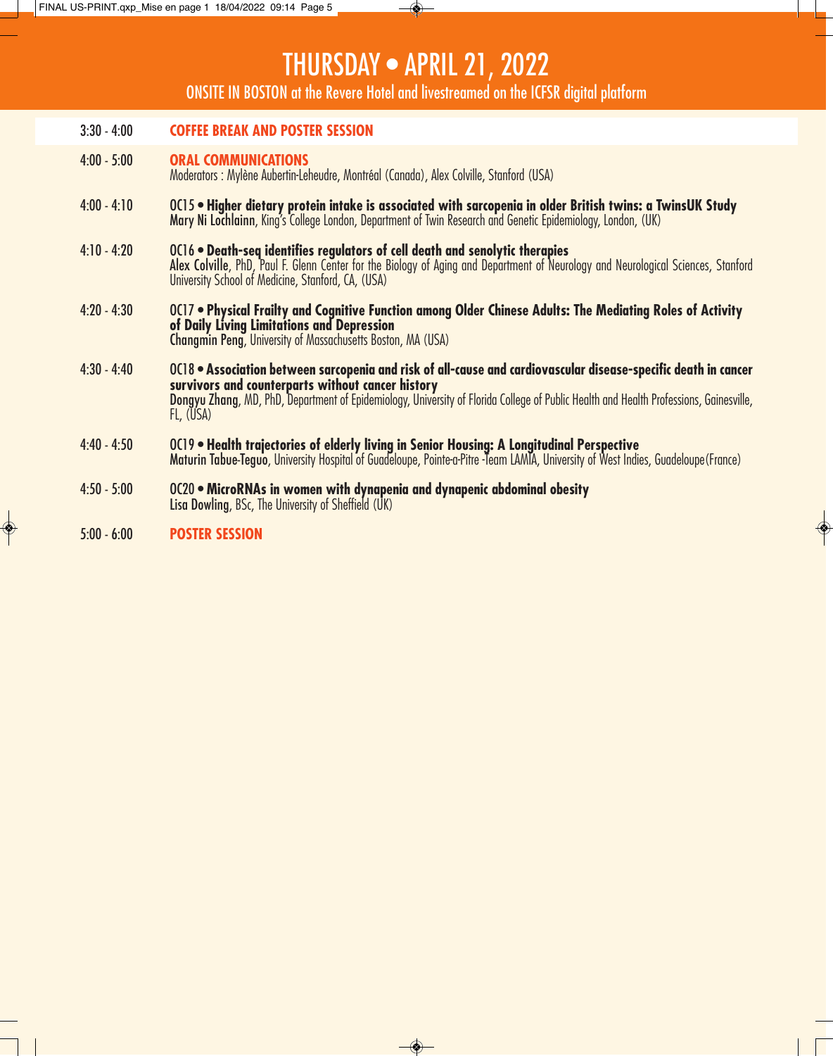# THURSDAY • APRIL 21, 2022

ONSITE IN BOSTON at the Revere Hotel and livestreamed on the ICFSR digital platform

**3:30 - 4:00** **COFFEE BREAK AND POSTER SESSION**

**4:00 - 5:00** **ORAL COMMUNICATIONS**
Moderators : Mylène Aubertin-Leheudre, Montréal (Canada), Alex Colville, Stanford (USA)

**4:00 - 4:10** **OC15 • Higher dietary protein intake is associated with sarcopenia in older British twins: a TwinsUK Study**
**Mary Ni Lochlainn**, King's College London, Department of Twin Research and Genetic Epidemiology, London, (UK)

**4:10 - 4:20** **OC16 • Death-seq identifies regulators of cell death and senolytic therapies**
**Alex Colville**, PhD, Paul F. Glenn Center for the Biology of Aging and Department of Neurology and Neurological Sciences, Stanford University School of Medicine, Stanford, CA, (USA)

**4:20 - 4:30** **OC17 • Physical Frailty and Cognitive Function among Older Chinese Adults: The Mediating Roles of Activity of Daily Living Limitations and Depression**
**Changmin Peng**, University of Massachusetts Boston, MA (USA)

**4:30 - 4:40** **OC18 • Association between sarcopenia and risk of all-cause and cardiovascular disease-specific death in cancer survivors and counterparts without cancer history**
**Dongyu Zhang**, MD, PhD, Department of Epidemiology, University of Florida College of Public Health and Health Professions, Gainesville, FL, (USA)

**4:40 - 4:50** **OC19 • Health trajectories of elderly living in Senior Housing: A Longitudinal Perspective**
**Maturin Tabue-Teguo**, University Hospital of Guadeloupe, Pointe-a-Pitre -Team LAMIA, University of West Indies, Guadeloupe(France)

**4:50 - 5:00** **OC20 • MicroRNAs in women with dynapenia and dynapenic abdominal obesity**
**Lisa Dowling**, BSc, The University of Sheffield (UK)

**5:00 - 6:00** **POSTER SESSION**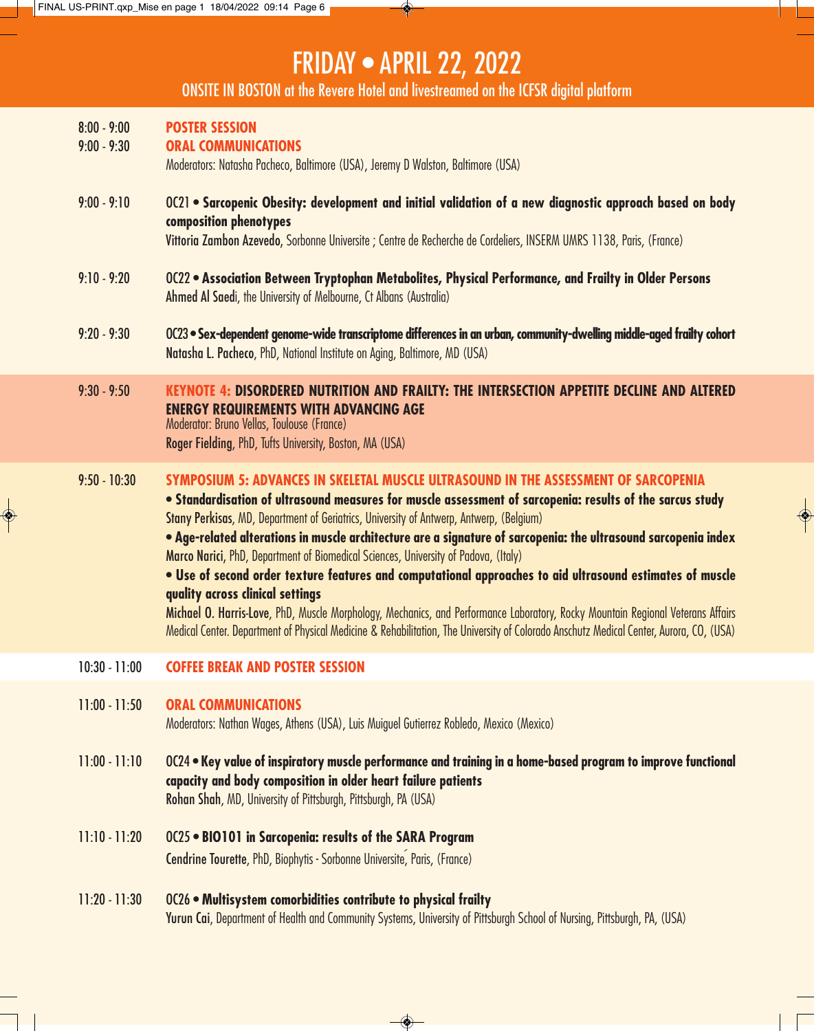# FRIDAY • APRIL 22, 2022

ONSITE IN BOSTON at the Revere Hotel and livestreamed on the ICFSR digital platform

**8:00 - 9:00** **POSTER SESSION**

**9:00 - 9:30** **ORAL COMMUNICATIONS**
Moderators: Natasha Pacheco, Baltimore (USA), Jeremy D Walston, Baltimore (USA)

**9:00 - 9:10** OC21 • **Sarcopenic Obesity: development and initial validation of a new diagnostic approach based on body composition phenotypes**
**Vittoria Zambon Azevedo**, Sorbonne Universite ; Centre de Recherche de Cordeliers, INSERM UMRS 1138, Paris, (France)

**9:10 - 9:20** OC22 • **Association Between Tryptophan Metabolites, Physical Performance, and Frailty in Older Persons**
**Ahmed Al Saedi**, the University of Melbourne, Ct Albans (Australia)

**9:20 - 9:30** OC23 • **Sex-dependent genome-wide transcriptome differences in an urban, community-dwelling middle-aged frailty cohort**
**Natasha L. Pacheco**, PhD, National Institute on Aging, Baltimore, MD (USA)

**9:30 - 9:50** **KEYNOTE 4: DISORDERED NUTRITION AND FRAILTY: THE INTERSECTION APPETITE DECLINE AND ALTERED ENERGY REQUIREMENTS WITH ADVANCING AGE**
Moderator: Bruno Vellas, Toulouse (France)
**Roger Fielding**, PhD, Tufts University, Boston, MA (USA)

**9:50 - 10:30** **SYMPOSIUM 5: ADVANCES IN SKELETAL MUSCLE ULTRASOUND IN THE ASSESSMENT OF SARCOPENIA**

- **Standardisation of ultrasound measures for muscle assessment of sarcopenia: results of the sarcus study**
  **Stany Perkisas**, MD, Department of Geriatrics, University of Antwerp, Antwerp, (Belgium)
- **Age-related alterations in muscle architecture are a signature of sarcopenia: the ultrasound sarcopenia index**
  **Marco Narici**, PhD, Department of Biomedical Sciences, University of Padova, (Italy)
- **Use of second order texture features and computational approaches to aid ultrasound estimates of muscle quality across clinical settings**
  **Michael O. Harris-Love**, PhD, Muscle Morphology, Mechanics, and Performance Laboratory, Rocky Mountain Regional Veterans Affairs Medical Center. Department of Physical Medicine & Rehabilitation, The University of Colorado Anschutz Medical Center, Aurora, CO, (USA)

**10:30 - 11:00** **COFFEE BREAK AND POSTER SESSION**

**11:00 - 11:50** **ORAL COMMUNICATIONS**
Moderators: Nathan Wages, Athens (USA), Luis Muiguel Gutierrez Robledo, Mexico (Mexico)

**11:00 - 11:10** OC24 • **Key value of inspiratory muscle performance and training in a home-based program to improve functional capacity and body composition in older heart failure patients**
**Rohan Shah**, MD, University of Pittsburgh, Pittsburgh, PA (USA)

**11:10 - 11:20** OC25 • **BIO101 in Sarcopenia: results of the SARA Program**
**Cendrine Tourette**, PhD, Biophytis - Sorbonne Universite, Paris, (France)

**11:20 - 11:30** OC26 • **Multisystem comorbidities contribute to physical frailty**
**Yurun Cai**, Department of Health and Community Systems, University of Pittsburgh School of Nursing, Pittsburgh, PA, (USA)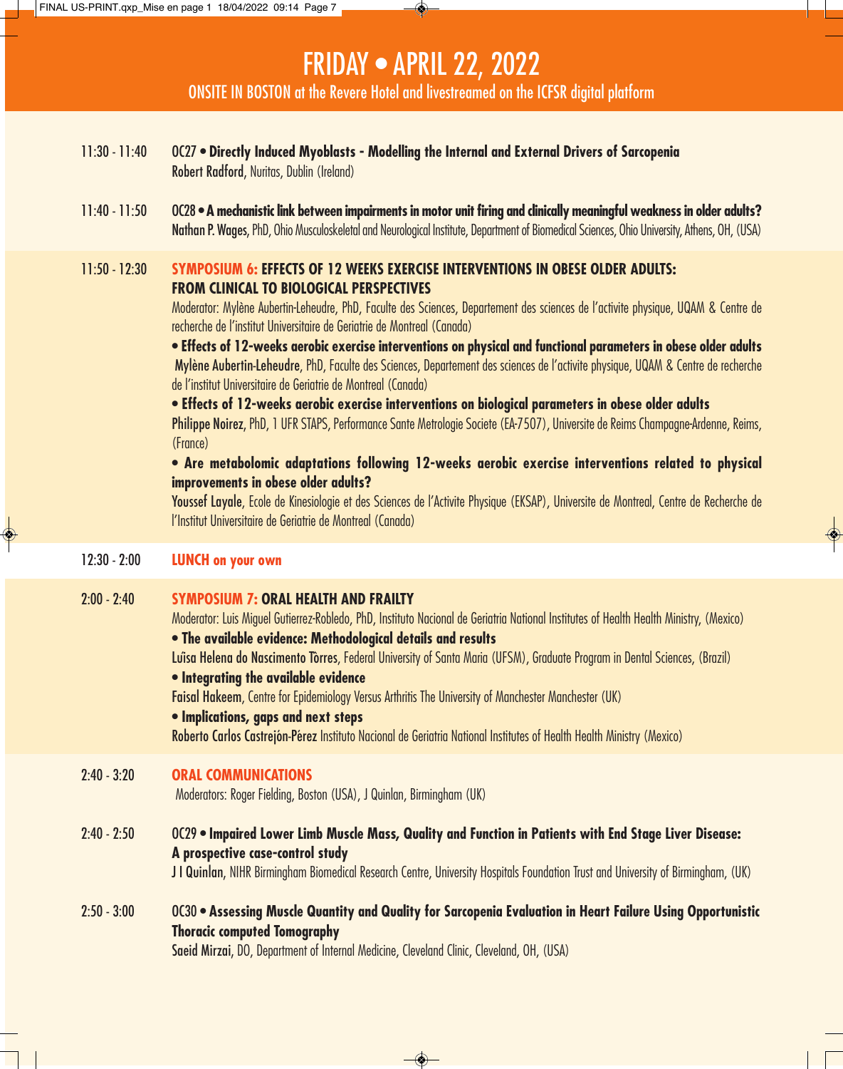# FRIDAY • APRIL 22, 2022

ONSITE IN BOSTON at the Revere Hotel and livestreamed on the ICFSR digital platform

**11:30 - 11:40** — OC27 • **Directly Induced Myoblasts - Modelling the Internal and External Drivers of Sarcopenia**
**Robert Radford**, Nuritas, Dublin (Ireland)

**11:40 - 11:50** — OC28 • **A mechanistic link between impairments in motor unit firing and clinically meaningful weakness in older adults?**
**Nathan P. Wages**, PhD, Ohio Musculoskeletal and Neurological Institute, Department of Biomedical Sciences, Ohio University, Athens, OH, (USA)

**11:50 - 12:30** — **SYMPOSIUM 6: EFFECTS OF 12 WEEKS EXERCISE INTERVENTIONS IN OBESE OLDER ADULTS: FROM CLINICAL TO BIOLOGICAL PERSPECTIVES**

Moderator: Mylène Aubertin-Leheudre, PhD, Faculte des Sciences, Departement des sciences de l'activite physique, UQAM & Centre de recherche de l'institut Universitaire de Geriatrie de Montreal (Canada)

- **Effects of 12-weeks aerobic exercise interventions on physical and functional parameters in obese older adults**
  **Mylène Aubertin-Leheudre**, PhD, Faculte des Sciences, Departement des sciences de l'activite physique, UQAM & Centre de recherche de l'institut Universitaire de Geriatrie de Montreal (Canada)
- **Effects of 12-weeks aerobic exercise interventions on biological parameters in obese older adults**
  **Philippe Noirez**, PhD, 1 UFR STAPS, Performance Sante Metrologie Societe (EA-7507), Universite de Reims Champagne-Ardenne, Reims, (France)
- **Are metabolomic adaptations following 12-weeks aerobic exercise interventions related to physical improvements in obese older adults?**
  **Youssef Layale**, Ecole de Kinesiologie et des Sciences de l'Activite Physique (EKSAP), Universite de Montreal, Centre de Recherche de l'Institut Universitaire de Geriatrie de Montreal (Canada)

**12:30 - 2:00** — **LUNCH on your own**

**2:00 - 2:40** — **SYMPOSIUM 7: ORAL HEALTH AND FRAILTY**

Moderator: Luis Miguel Gutierrez-Robledo, PhD, Instituto Nacional de Geriatria National Institutes of Health Health Ministry, (Mexico)

- **The available evidence: Methodological details and results**
  **Luîsa Helena do Nascimento Tôrres**, Federal University of Santa Maria (UFSM), Graduate Program in Dental Sciences, (Brazil)
- **Integrating the available evidence**
  **Faisal Hakeem**, Centre for Epidemiology Versus Arthritis The University of Manchester Manchester (UK)
- **Implications, gaps and next steps**
  **Roberto Carlos Castrejón-Pérez** Instituto Nacional de Geriatria National Institutes of Health Health Ministry (Mexico)

**2:40 - 3:20** — **ORAL COMMUNICATIONS**

Moderators: Roger Fielding, Boston (USA), J Quinlan, Birmingham (UK)

**2:40 - 2:50** — OC29 • **Impaired Lower Limb Muscle Mass, Quality and Function in Patients with End Stage Liver Disease: A prospective case-control study**
**J I Quinlan**, NIHR Birmingham Biomedical Research Centre, University Hospitals Foundation Trust and University of Birmingham, (UK)

**2:50 - 3:00** — OC30 • **Assessing Muscle Quantity and Quality for Sarcopenia Evaluation in Heart Failure Using Opportunistic Thoracic computed Tomography**
**Saeid Mirzai**, DO, Department of Internal Medicine, Cleveland Clinic, Cleveland, OH, (USA)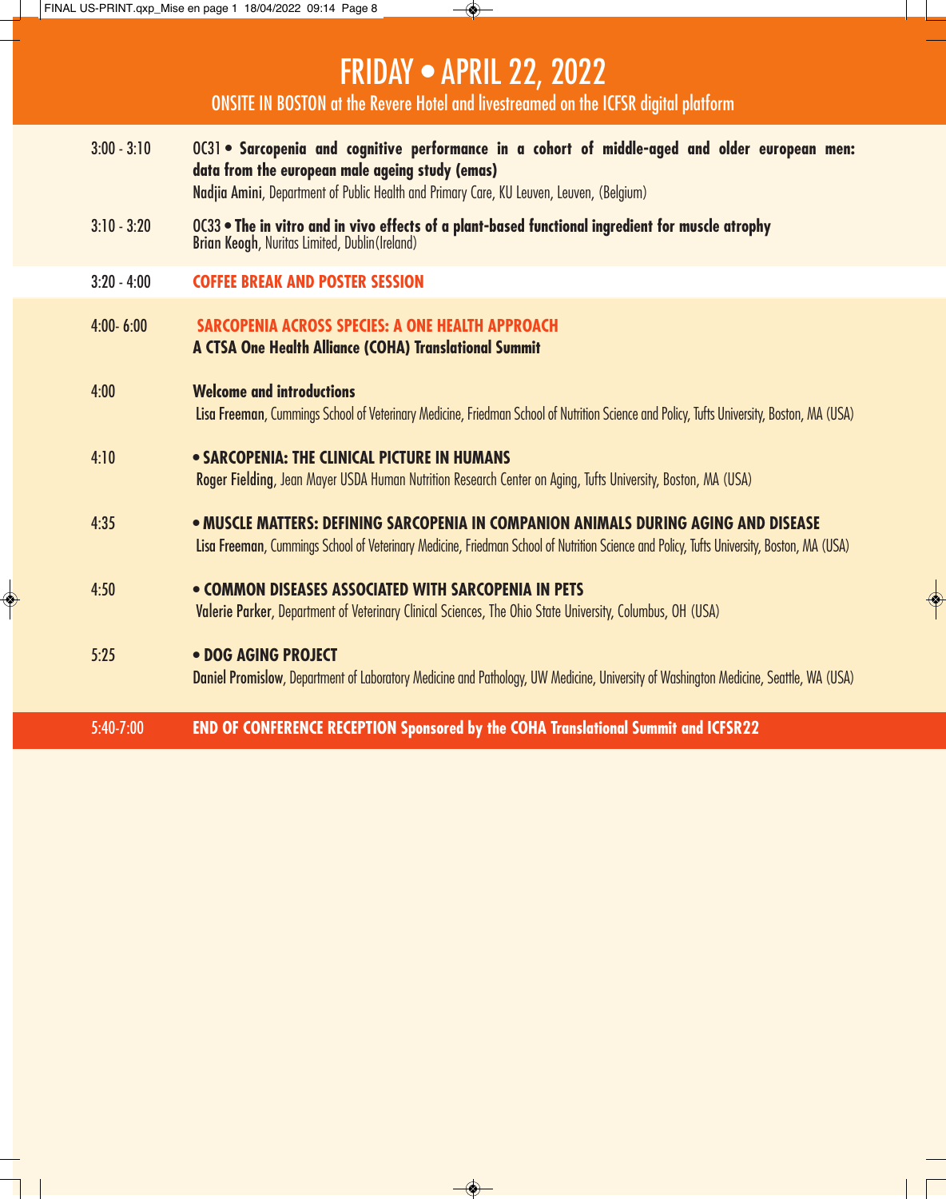# FRIDAY • APRIL 22, 2022

ONSITE IN BOSTON at the Revere Hotel and livestreamed on the ICFSR digital platform

3:00 - 3:10 OC31 • **Sarcopenia and cognitive performance in a cohort of middle-aged and older european men: data from the european male ageing study (emas)**
**Nadjia Amini**, Department of Public Health and Primary Care, KU Leuven, Leuven, (Belgium)

3:10 - 3:20 OC33 • **The in vitro and in vivo effects of a plant-based functional ingredient for muscle atrophy**
**Brian Keogh**, Nuritas Limited, Dublin(Ireland)

3:20 - 4:00 **COFFEE BREAK AND POSTER SESSION**

4:00- 6:00 **SARCOPENIA ACROSS SPECIES: A ONE HEALTH APPROACH**
**A CTSA One Health Alliance (COHA) Translational Summit**

4:00 **Welcome and introductions**
**Lisa Freeman**, Cummings School of Veterinary Medicine, Friedman School of Nutrition Science and Policy, Tufts University, Boston, MA (USA)

4:10 **• SARCOPENIA: THE CLINICAL PICTURE IN HUMANS**
**Roger Fielding**, Jean Mayer USDA Human Nutrition Research Center on Aging, Tufts University, Boston, MA (USA)

4:35 **• MUSCLE MATTERS: DEFINING SARCOPENIA IN COMPANION ANIMALS DURING AGING AND DISEASE**
**Lisa Freeman**, Cummings School of Veterinary Medicine, Friedman School of Nutrition Science and Policy, Tufts University, Boston, MA (USA)

4:50 **• COMMON DISEASES ASSOCIATED WITH SARCOPENIA IN PETS**
**Valerie Parker**, Department of Veterinary Clinical Sciences, The Ohio State University, Columbus, OH (USA)

5:25 **• DOG AGING PROJECT**
**Daniel Promislow**, Department of Laboratory Medicine and Pathology, UW Medicine, University of Washington Medicine, Seattle, WA (USA)

5:40-7:00 **END OF CONFERENCE RECEPTION Sponsored by the COHA Translational Summit and ICFSR22**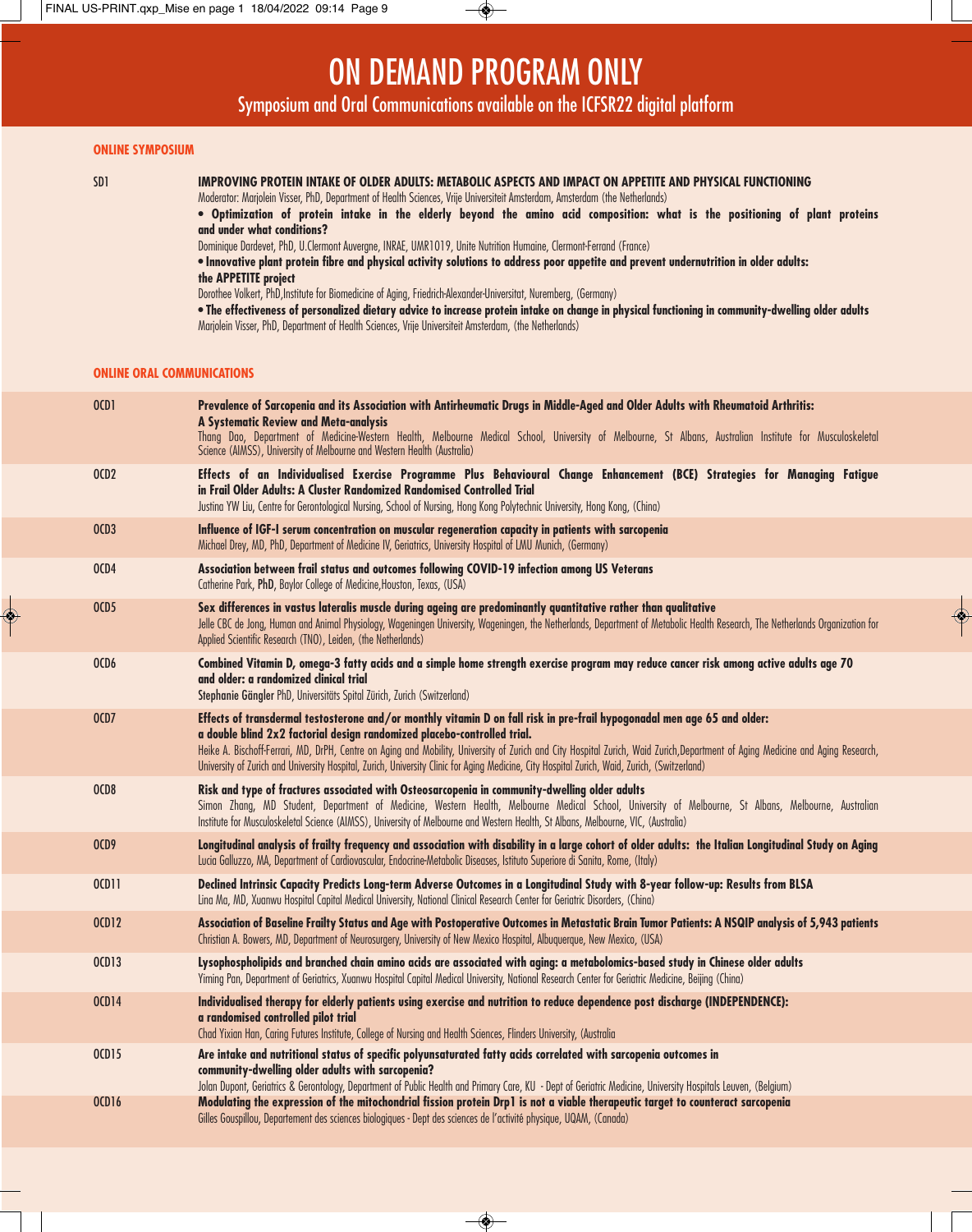# ON DEMAND PROGRAM ONLY

## Symposium and Oral Communications available on the ICFSR22 digital platform

### ONLINE SYMPOSIUM

**SD1** **IMPROVING PROTEIN INTAKE OF OLDER ADULTS: METABOLIC ASPECTS AND IMPACT ON APPETITE AND PHYSICAL FUNCTIONING**

Moderator: Marjolein Visser, PhD, Department of Health Sciences, Vrije Universiteit Amsterdam, Amsterdam (the Netherlands)

- **Optimization of protein intake in the elderly beyond the amino acid composition: what is the positioning of plant proteins and under what conditions?**
  Dominique Dardevet, PhD, U.Clermont Auvergne, INRAE, UMR1019, Unite Nutrition Humaine, Clermont-Ferrand (France)
- **Innovative plant protein fibre and physical activity solutions to address poor appetite and prevent undernutrition in older adults: the APPETITE project**
  Dorothee Volkert, PhD,Institute for Biomedicine of Aging, Friedrich-Alexander-Universitat, Nuremberg, (Germany)
- **The effectiveness of personalized dietary advice to increase protein intake on change in physical functioning in community-dwelling older adults**
  Marjolein Visser, PhD, Department of Health Sciences, Vrije Universiteit Amsterdam, (the Netherlands)

### ONLINE ORAL COMMUNICATIONS

**OCD1** **Prevalence of Sarcopenia and its Association with Antirheumatic Drugs in Middle-Aged and Older Adults with Rheumatoid Arthritis: A Systematic Review and Meta-analysis**
Thang Dao, Department of Medicine-Western Health, Melbourne Medical School, University of Melbourne, St Albans, Australian Institute for Musculoskeletal Science (AIMSS), University of Melbourne and Western Health (Australia)

**OCD2** **Effects of an Individualised Exercise Programme Plus Behavioural Change Enhancement (BCE) Strategies for Managing Fatigue in Frail Older Adults: A Cluster Randomized Randomised Controlled Trial**
Justina YW Liu, Centre for Gerontological Nursing, School of Nursing, Hong Kong Polytechnic University, Hong Kong, (China)

**OCD3** **Influence of IGF-I serum concentration on muscular regeneration capacity in patients with sarcopenia**
Michael Drey, MD, PhD, Department of Medicine IV, Geriatrics, University Hospital of LMU Munich, (Germany)

**OCD4** **Association between frail status and outcomes following COVID-19 infection among US Veterans**
Catherine Park, **PhD**, Baylor College of Medicine,Houston, Texas, (USA)

**OCD5** **Sex differences in vastus lateralis muscle during ageing are predominantly quantitative rather than qualitative**
Jelle CBC de Jong, Human and Animal Physiology, Wageningen University, Wageningen, the Netherlands, Department of Metabolic Health Research, The Netherlands Organization for Applied Scientific Research (TNO), Leiden, (the Netherlands)

**OCD6** **Combined Vitamin D, omega-3 fatty acids and a simple home strength exercise program may reduce cancer risk among active adults age 70 and older: a randomized clinical trial**
**Stephanie Gängler** PhD, Universitäts Spital Zürich, Zurich (Switzerland)

**OCD7** **Effects of transdermal testosterone and/or monthly vitamin D on fall risk in pre-frail hypogonadal men age 65 and older: a double blind 2x2 factorial design randomized placebo-controlled trial.**
Heike A. Bischoff-Ferrari, MD, DrPH, Centre on Aging and Mobility, University of Zurich and City Hospital Zurich, Waid Zurich,Department of Aging Medicine and Aging Research, University of Zurich and University Hospital, Zurich, University Clinic for Aging Medicine, City Hospital Zurich, Waid, Zurich, (Switzerland)

**OCD8** **Risk and type of fractures associated with Osteosarcopenia in community-dwelling older adults**
Simon Zhang, MD Student, Department of Medicine, Western Health, Melbourne Medical School, University of Melbourne, St Albans, Melbourne, Australian Institute for Musculoskeletal Science (AIMSS), University of Melbourne and Western Health, St Albans, Melbourne, VIC, (Australia)

**OCD9** **Longitudinal analysis of frailty frequency and association with disability in a large cohort of older adults: the Italian Longitudinal Study on Aging**
Lucia Galluzzo, MA, Department of Cardiovascular, Endocrine-Metabolic Diseases, Istituto Superiore di Sanita, Rome, (Italy)

**OCD11** **Declined Intrinsic Capacity Predicts Long-term Adverse Outcomes in a Longitudinal Study with 8-year follow-up: Results from BLSA**
Lina Ma, MD, Xuanwu Hospital Capital Medical University, National Clinical Research Center for Geriatric Disorders, (China)

**OCD12** **Association of Baseline Frailty Status and Age with Postoperative Outcomes in Metastatic Brain Tumor Patients: A NSQIP analysis of 5,943 patients**
Christian A. Bowers, MD, Department of Neurosurgery, University of New Mexico Hospital, Albuquerque, New Mexico, (USA)

**OCD13** **Lysophospholipids and branched chain amino acids are associated with aging: a metabolomics-based study in Chinese older adults**
Yiming Pan, Department of Geriatrics, Xuanwu Hospital Capital Medical University, National Research Center for Geriatric Medicine, Beijing (China)

**OCD14** **Individualised therapy for elderly patients using exercise and nutrition to reduce dependence post discharge (INDEPENDENCE): a randomised controlled pilot trial**
Chad Yixian Han, Caring Futures Institute, College of Nursing and Health Sciences, Flinders University, (Australia

**OCD15** **Are intake and nutritional status of specific polyunsaturated fatty acids correlated with sarcopenia outcomes in community-dwelling older adults with sarcopenia?**
Jolan Dupont, Geriatrics & Gerontology, Department of Public Health and Primary Care, KU - Dept of Geriatric Medicine, University Hospitals Leuven, (Belgium)

**OCD16** **Modulating the expression of the mitochondrial fission protein Drp1 is not a viable therapeutic target to counteract sarcopenia**
Gilles Gouspillou, Departement des sciences biologiques - Dept des sciences de l'activité physique, UQAM, (Canada)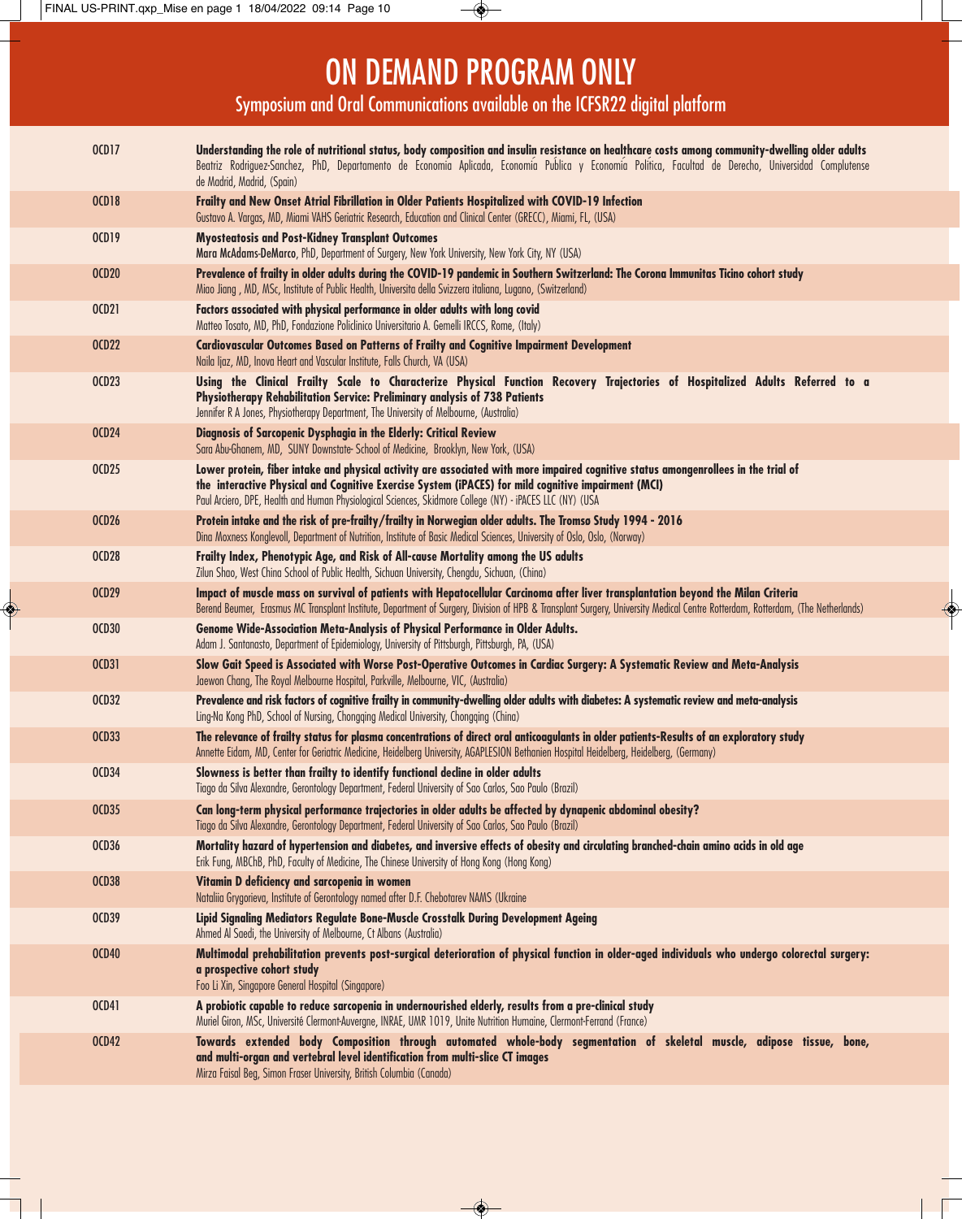# ON DEMAND PROGRAM ONLY

## Symposium and Oral Communications available on the ICFSR22 digital platform

| | |
|---|---|
| OCD17 | **Understanding the role of nutritional status, body composition and insulin resistance on healthcare costs among community-dwelling older adults**<br>Beatriz Rodriguez-Sanchez, PhD, Departamento de Economia Aplicada, Economia Publica y Economia Politica, Facultad de Derecho, Universidad Complutense de Madrid, Madrid, (Spain) |
| OCD18 | **Frailty and New Onset Atrial Fibrillation in Older Patients Hospitalized with COVID-19 Infection**<br>Gustavo A. Vargas, MD, Miami VAHS Geriatric Research, Education and Clinical Center (GRECC), Miami, FL, (USA) |
| OCD19 | **Myosteatosis and Post-Kidney Transplant Outcomes**<br>Mara McAdams-DeMarco, PhD, Department of Surgery, New York University, New York City, NY (USA) |
| OCD20 | **Prevalence of frailty in older adults during the COVID-19 pandemic in Southern Switzerland: The Corona Immunitas Ticino cohort study**<br>Miao Jiang , MD, MSc, Institute of Public Health, Universita della Svizzera italiana, Lugano, (Switzerland) |
| OCD21 | **Factors associated with physical performance in older adults with long covid**<br>Matteo Tosato, MD, PhD, Fondazione Policlinico Universitario A. Gemelli IRCCS, Rome, (Italy) |
| OCD22 | **Cardiovascular Outcomes Based on Patterns of Frailty and Cognitive Impairment Development**<br>Naila Ijaz, MD, Inova Heart and Vascular Institute, Falls Church, VA (USA) |
| OCD23 | **Using the Clinical Frailty Scale to Characterize Physical Function Recovery Trajectories of Hospitalized Adults Referred to a Physiotherapy Rehabilitation Service: Preliminary analysis of 738 Patients**<br>Jennifer R A Jones, Physiotherapy Department, The University of Melbourne, (Australia) |
| OCD24 | **Diagnosis of Sarcopenic Dysphagia in the Elderly: Critical Review**<br>Sara Abu-Ghanem, MD, SUNY Downstate- School of Medicine, Brooklyn, New York, (USA) |
| OCD25 | **Lower protein, fiber intake and physical activity are associated with more impaired cognitive status amongenrollees in the trial of the interactive Physical and Cognitive Exercise System (iPACES) for mild cognitive impairment (MCI)**<br>Paul Arciero, DPE, Health and Human Physiological Sciences, Skidmore College (NY) - iPACES LLC (NY) (USA |
| OCD26 | **Protein intake and the risk of pre-frailty/frailty in Norwegian older adults. The Tromsø Study 1994 - 2016**<br>Dina Moxness Konglevoll, Department of Nutrition, Institute of Basic Medical Sciences, University of Oslo, Oslo, (Norway) |
| OCD28 | **Frailty Index, Phenotypic Age, and Risk of All-cause Mortality among the US adults**<br>Zilun Shao, West China School of Public Health, Sichuan University, Chengdu, Sichuan, (China) |
| OCD29 | **Impact of muscle mass on survival of patients with Hepatocellular Carcinoma after liver transplantation beyond the Milan Criteria**<br>Berend Beumer, Erasmus MC Transplant Institute, Department of Surgery, Division of HPB & Transplant Surgery, University Medical Centre Rotterdam, Rotterdam, (The Netherlands) |
| OCD30 | **Genome Wide-Association Meta-Analysis of Physical Performance in Older Adults.**<br>Adam J. Santanasto, Department of Epidemiology, University of Pittsburgh, Pittsburgh, PA, (USA) |
| OCD31 | **Slow Gait Speed is Associated with Worse Post-Operative Outcomes in Cardiac Surgery: A Systematic Review and Meta-Analysis**<br>Jaewon Chang, The Royal Melbourne Hospital, Parkville, Melbourne, VIC, (Australia) |
| OCD32 | **Prevalence and risk factors of cognitive frailty in community-dwelling older adults with diabetes: A systematic review and meta-analysis**<br>Ling-Na Kong PhD, School of Nursing, Chongqing Medical University, Chongqing (China) |
| OCD33 | **The relevance of frailty status for plasma concentrations of direct oral anticoagulants in older patients-Results of an exploratory study**<br>Annette Eidam, MD, Center for Geriatric Medicine, Heidelberg University, AGAPLESION Bethanien Hospital Heidelberg, Heidelberg, (Germany) |
| OCD34 | **Slowness is better than frailty to identify functional decline in older adults**<br>Tiago da Silva Alexandre, Gerontology Department, Federal University of Sao Carlos, Sao Paulo (Brazil) |
| OCD35 | **Can long-term physical performance trajectories in older adults be affected by dynapenic abdominal obesity?**<br>Tiago da Silva Alexandre, Gerontology Department, Federal University of Sao Carlos, Sao Paulo (Brazil) |
| OCD36 | **Mortality hazard of hypertension and diabetes, and inversive effects of obesity and circulating branched-chain amino acids in old age**<br>Erik Fung, MBChB, PhD, Faculty of Medicine, The Chinese University of Hong Kong (Hong Kong) |
| OCD38 | **Vitamin D deficiency and sarcopenia in women**<br>Nataliia Grygorieva, Institute of Gerontology named after D.F. Chebotarev NAMS (Ukraine |
| OCD39 | **Lipid Signaling Mediators Regulate Bone-Muscle Crosstalk During Development Ageing**<br>Ahmed Al Saedi, the University of Melbourne, Ct Albans (Australia) |
| OCD40 | **Multimodal prehabilitation prevents post-surgical deterioration of physical function in older-aged individuals who undergo colorectal surgery: a prospective cohort study**<br>Foo Li Xin, Singapore General Hospital (Singapore) |
| OCD41 | **A probiotic capable to reduce sarcopenia in undernourished elderly, results from a pre-clinical study**<br>Muriel Giron, MSc, Université Clermont-Auvergne, INRAE, UMR 1019, Unite Nutrition Humaine, Clermont-Ferrand (France) |
| OCD42 | **Towards extended body Composition through automated whole-body segmentation of skeletal muscle, adipose tissue, bone, and multi-organ and vertebral level identification from multi-slice CT images**<br>Mirza Faisal Beg, Simon Fraser University, British Columbia (Canada) |